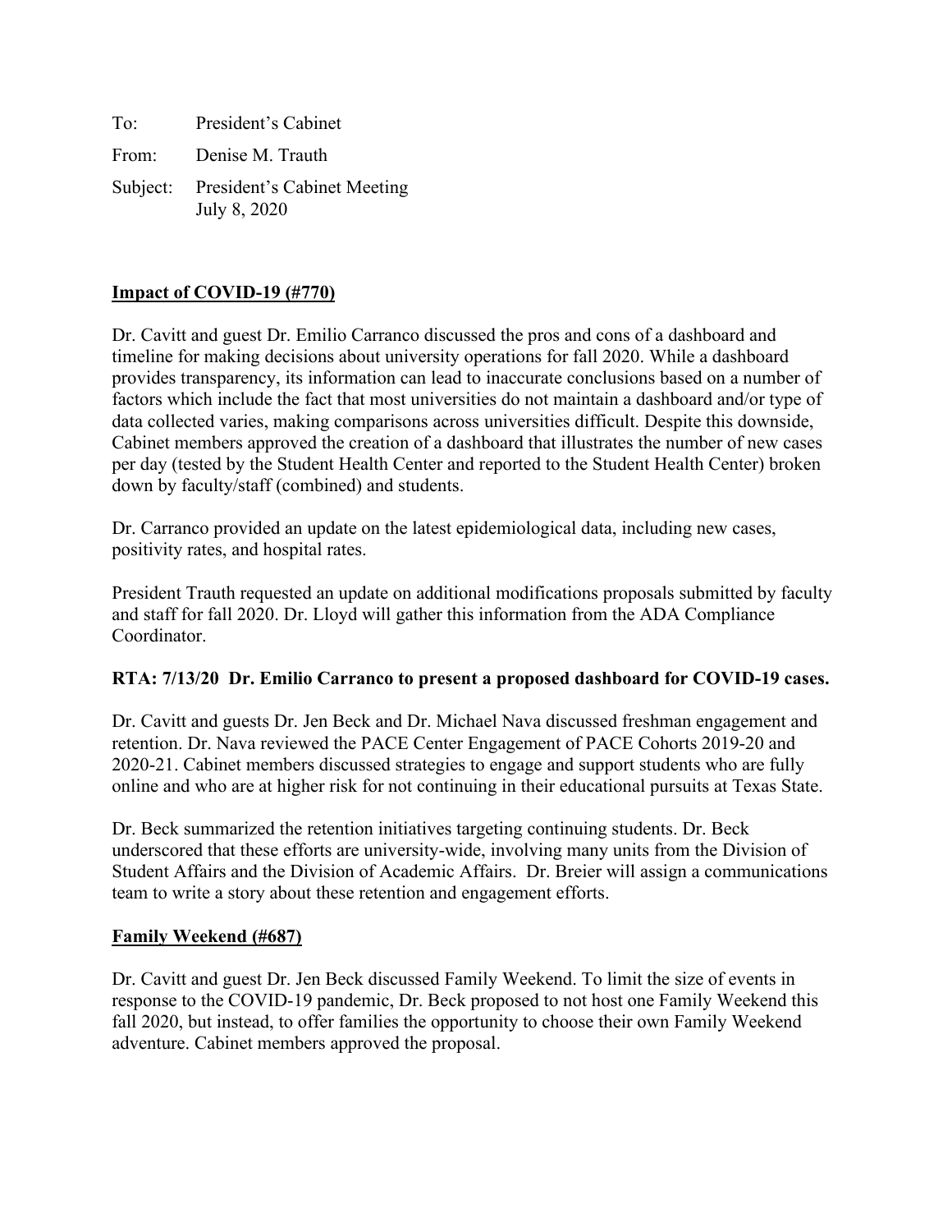To: President's Cabinet

From: Denise M. Trauth

Subject: President's Cabinet Meeting
July 8, 2020

**<u>Impact of COVID-19 (#770)</u>**

Dr. Cavitt and guest Dr. Emilio Carranco discussed the pros and cons of a dashboard and timeline for making decisions about university operations for fall 2020. While a dashboard provides transparency, its information can lead to inaccurate conclusions based on a number of factors which include the fact that most universities do not maintain a dashboard and/or type of data collected varies, making comparisons across universities difficult. Despite this downside, Cabinet members approved the creation of a dashboard that illustrates the number of new cases per day (tested by the Student Health Center and reported to the Student Health Center) broken down by faculty/staff (combined) and students.

Dr. Carranco provided an update on the latest epidemiological data, including new cases, positivity rates, and hospital rates.

President Trauth requested an update on additional modifications proposals submitted by faculty and staff for fall 2020. Dr. Lloyd will gather this information from the ADA Compliance Coordinator.

**RTA: 7/13/20 Dr. Emilio Carranco to present a proposed dashboard for COVID-19 cases.**

Dr. Cavitt and guests Dr. Jen Beck and Dr. Michael Nava discussed freshman engagement and retention. Dr. Nava reviewed the PACE Center Engagement of PACE Cohorts 2019-20 and 2020-21. Cabinet members discussed strategies to engage and support students who are fully online and who are at higher risk for not continuing in their educational pursuits at Texas State.

Dr. Beck summarized the retention initiatives targeting continuing students. Dr. Beck underscored that these efforts are university-wide, involving many units from the Division of Student Affairs and the Division of Academic Affairs. Dr. Breier will assign a communications team to write a story about these retention and engagement efforts.

**<u>Family Weekend (#687)</u>**

Dr. Cavitt and guest Dr. Jen Beck discussed Family Weekend. To limit the size of events in response to the COVID-19 pandemic, Dr. Beck proposed to not host one Family Weekend this fall 2020, but instead, to offer families the opportunity to choose their own Family Weekend adventure. Cabinet members approved the proposal.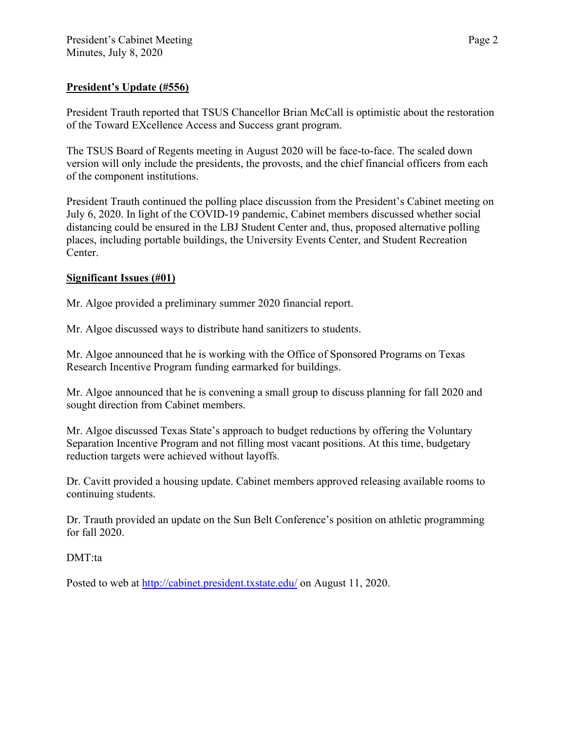**President's Update (#556)**

President Trauth reported that TSUS Chancellor Brian McCall is optimistic about the restoration of the Toward EXcellence Access and Success grant program.

The TSUS Board of Regents meeting in August 2020 will be face-to-face. The scaled down version will only include the presidents, the provosts, and the chief financial officers from each of the component institutions.

President Trauth continued the polling place discussion from the President's Cabinet meeting on July 6, 2020. In light of the COVID-19 pandemic, Cabinet members discussed whether social distancing could be ensured in the LBJ Student Center and, thus, proposed alternative polling places, including portable buildings, the University Events Center, and Student Recreation Center.

**Significant Issues (#01)**

Mr. Algoe provided a preliminary summer 2020 financial report.

Mr. Algoe discussed ways to distribute hand sanitizers to students.

Mr. Algoe announced that he is working with the Office of Sponsored Programs on Texas Research Incentive Program funding earmarked for buildings.

Mr. Algoe announced that he is convening a small group to discuss planning for fall 2020 and sought direction from Cabinet members.

Mr. Algoe discussed Texas State's approach to budget reductions by offering the Voluntary Separation Incentive Program and not filling most vacant positions. At this time, budgetary reduction targets were achieved without layoffs.

Dr. Cavitt provided a housing update. Cabinet members approved releasing available rooms to continuing students.

Dr. Trauth provided an update on the Sun Belt Conference's position on athletic programming for fall 2020.

DMT:ta

Posted to web at http://cabinet.president.txstate.edu/ on August 11, 2020.